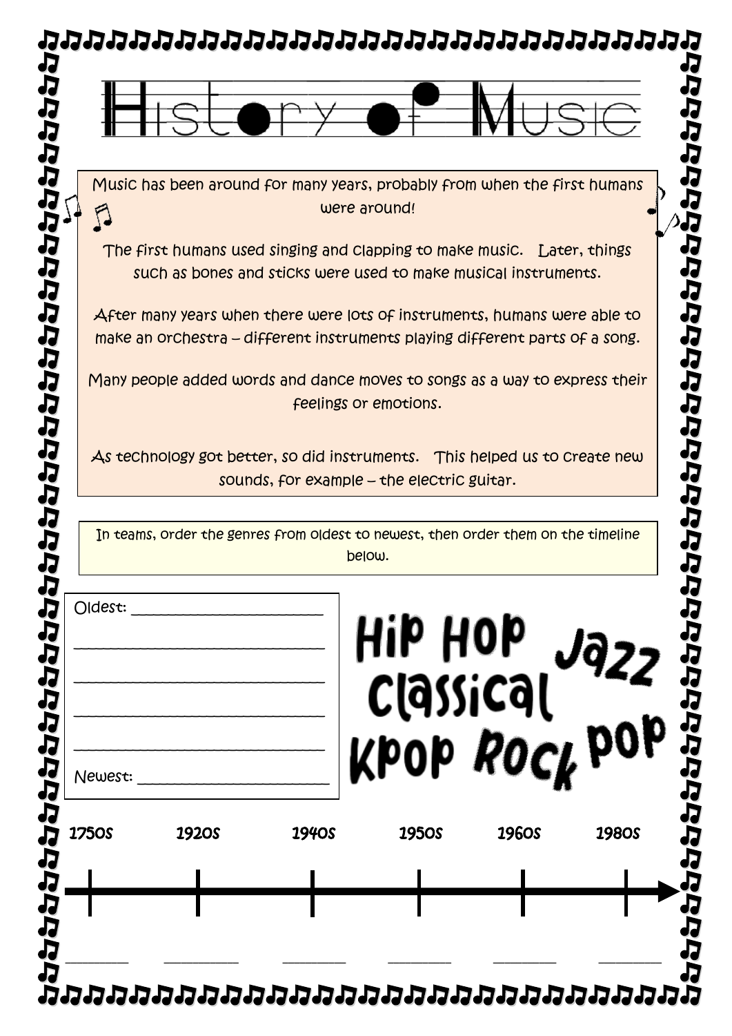# History of Music

Music has been around for many years, probably from when the first humans were around!

The first humans used singing and clapping to make music. Later, things such as bones and sticks were used to make musical instruments.

After many years when there were lots of instruments, humans were able to make an orchestra – different instruments playing different parts of a song.

Many people added words and dance moves to songs as a way to express their feelings or emotions.

As technology got better, so did instruments. This helped us to create new sounds, for example – the electric guitar.

In teams, order the genres from oldest to newest, then order them on the timeline below.

Oldest: ____________________

____________________

____________________

____________________

____________________

Newest: ____________________

Hip Hop  
Jazz  
Classical  
Kpop  
Rock  
pop

| 1750s | 1920s | 1940s | 1950s | 1960s | 1980s |
|---|---|---|---|---|---|
| ________ | ________ | ________ | ________ | ________ | ________ |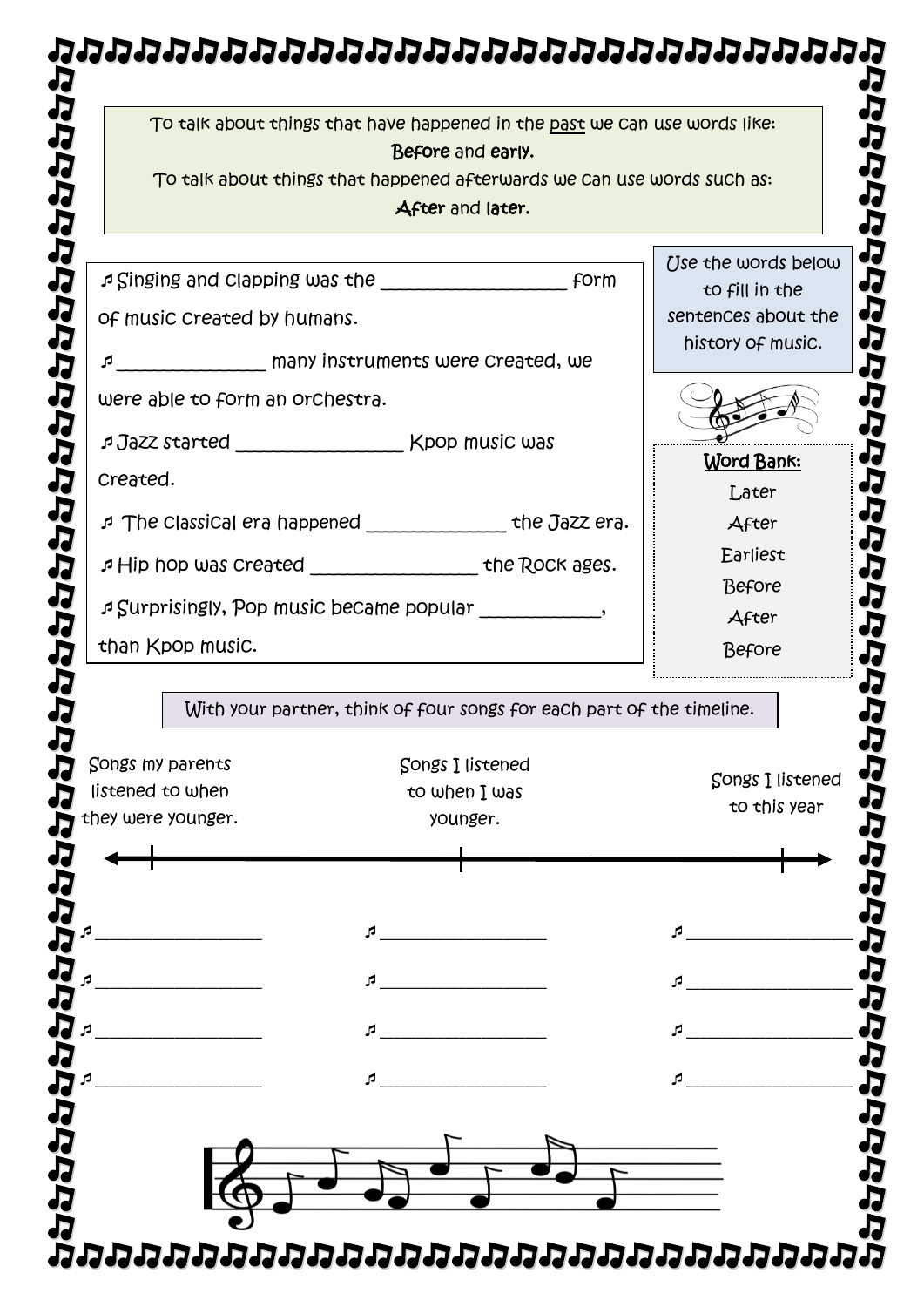To talk about things that have happened in the past we can use words like:
**Before** and **early.**
To talk about things that happened afterwards we can use words such as:
**After** and **later.**

Use the words below to fill in the sentences about the history of music.

♬ Singing and clapping was the ___________________ form of music created by humans.

♬ _______________ many instruments were created, we were able to form an orchestra.

♬ Jazz started _________________ Kpop music was created.

♬ The classical era happened ______________ the Jazz era.

♬ Hip hop was created _________________ the Rock ages.

♬ Surprisingly, Pop music became popular ____________, than Kpop music.

**Word Bank:**

Later
After
Earliest
Before
After
Before

With your partner, think of four songs for each part of the timeline.

Songs my parents listened to when they were younger.

♬ ___________________
♬ ___________________
♬ ___________________
♬ ___________________

Songs I listened to when I was younger.

♬ ___________________
♬ ___________________
♬ ___________________
♬ ___________________

Songs I listened to this year

♬ ___________________
♬ ___________________
♬ ___________________
♬ ___________________